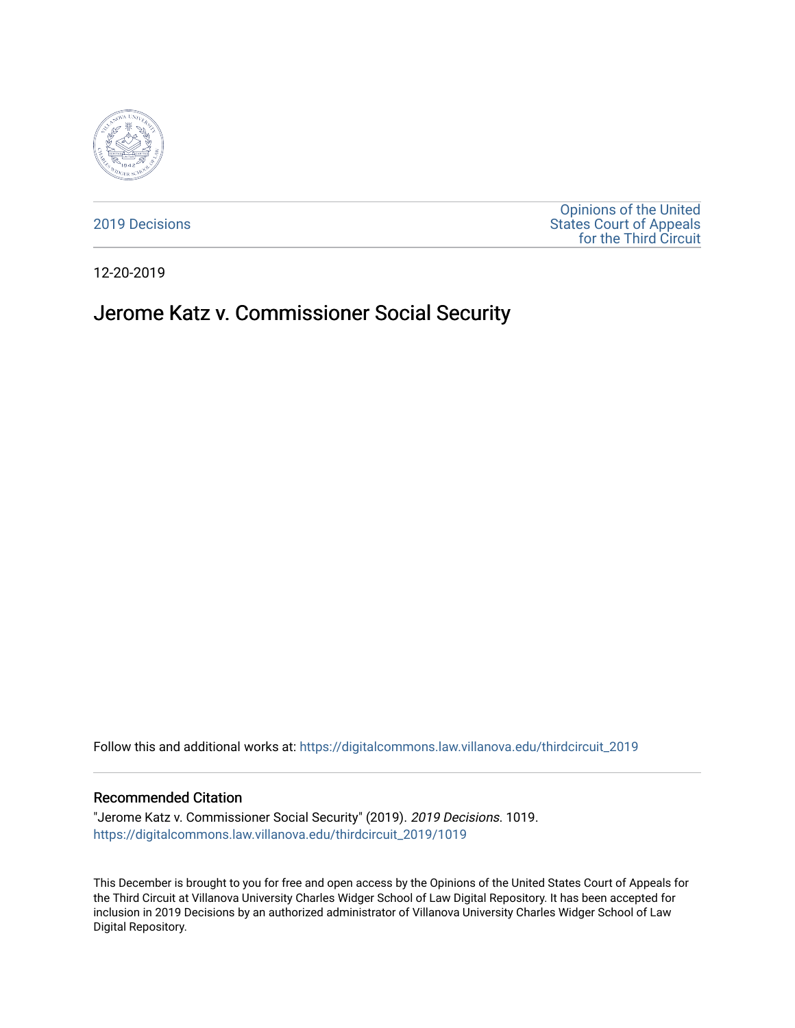2019 Decisions

Opinions of the United States Court of Appeals for the Third Circuit

12-20-2019

# Jerome Katz v. Commissioner Social Security

Follow this and additional works at: https://digitalcommons.law.villanova.edu/thirdcircuit_2019

### Recommended Citation

"Jerome Katz v. Commissioner Social Security" (2019). *2019 Decisions*. 1019.
https://digitalcommons.law.villanova.edu/thirdcircuit_2019/1019

This December is brought to you for free and open access by the Opinions of the United States Court of Appeals for the Third Circuit at Villanova University Charles Widger School of Law Digital Repository. It has been accepted for inclusion in 2019 Decisions by an authorized administrator of Villanova University Charles Widger School of Law Digital Repository.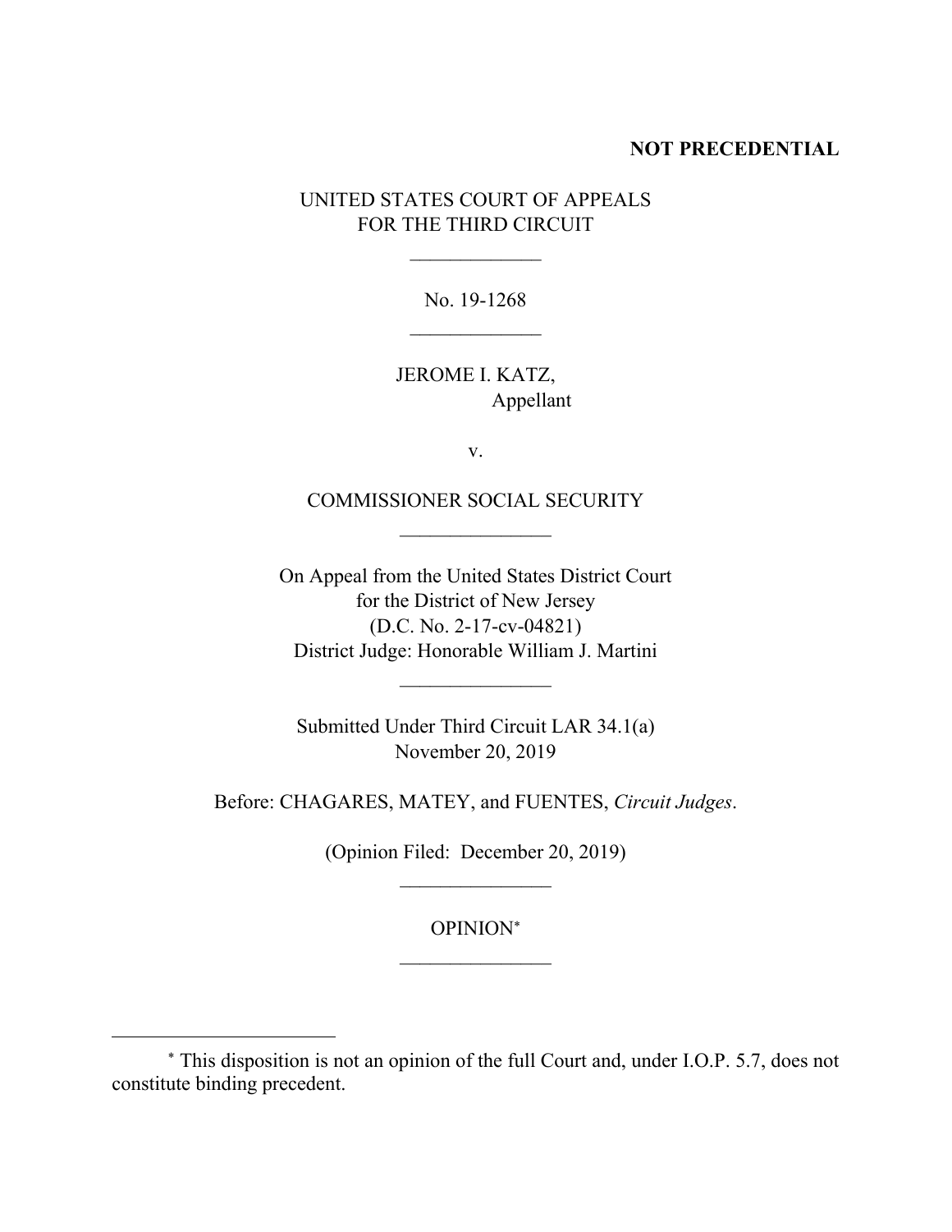**NOT PRECEDENTIAL**

UNITED STATES COURT OF APPEALS
FOR THE THIRD CIRCUIT

\_\_\_\_\_\_\_\_\_\_\_\_\_

No. 19-1268

\_\_\_\_\_\_\_\_\_\_\_\_\_

JEROME I. KATZ,
Appellant

v.

COMMISSIONER SOCIAL SECURITY

\_\_\_\_\_\_\_\_\_\_\_\_\_\_\_

On Appeal from the United States District Court
for the District of New Jersey
(D.C. No. 2-17-cv-04821)
District Judge: Honorable William J. Martini

\_\_\_\_\_\_\_\_\_\_\_\_\_\_\_

Submitted Under Third Circuit LAR 34.1(a)
November 20, 2019

Before: CHAGARES, MATEY, and FUENTES, *Circuit Judges*.

(Opinion Filed: December 20, 2019)

\_\_\_\_\_\_\_\_\_\_\_\_\_\_\_

OPINION[*]

\_\_\_\_\_\_\_\_\_\_\_\_\_\_\_

[*] This disposition is not an opinion of the full Court and, under I.O.P. 5.7, does not constitute binding precedent.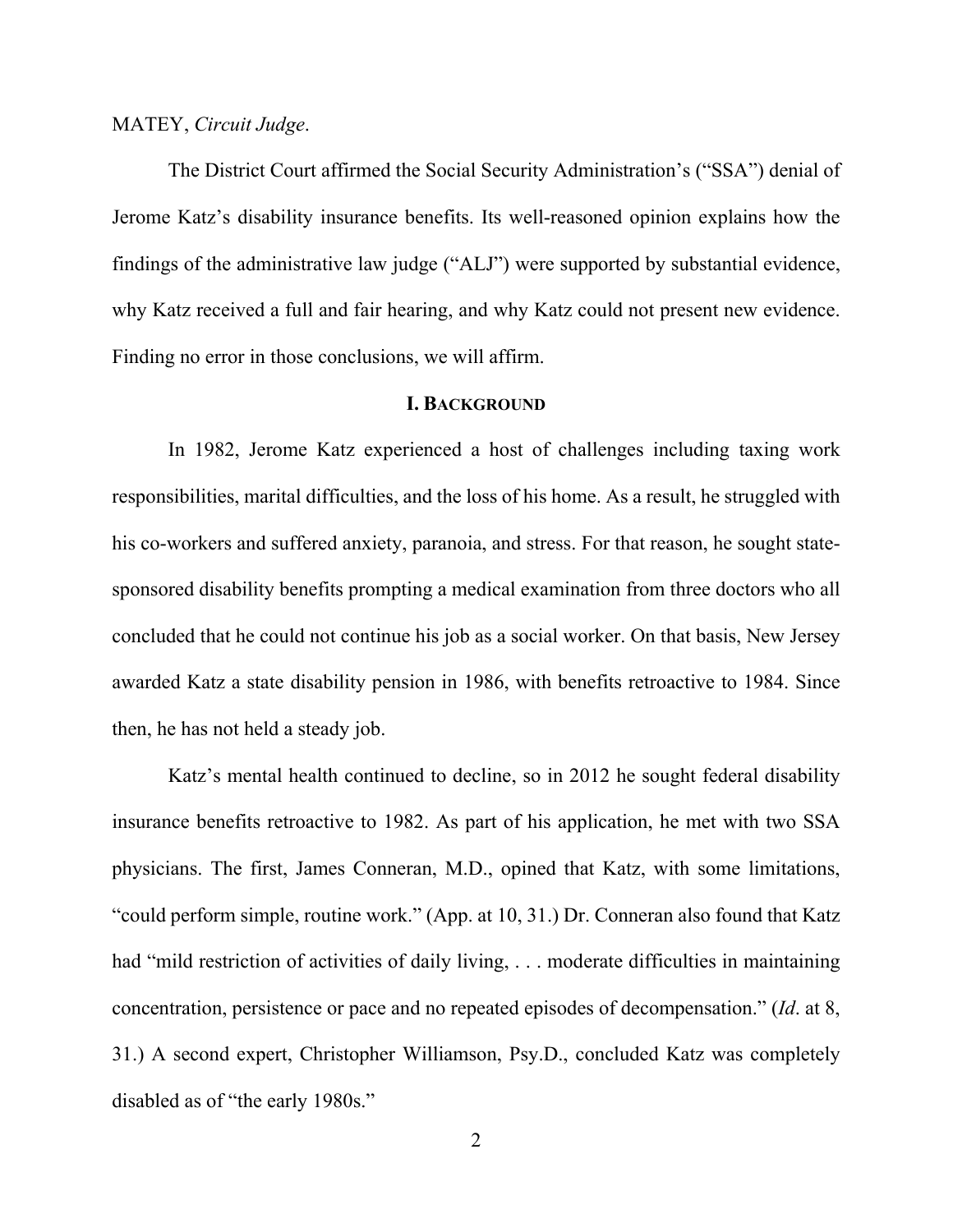MATEY, *Circuit Judge*.

The District Court affirmed the Social Security Administration's ("SSA") denial of Jerome Katz's disability insurance benefits. Its well-reasoned opinion explains how the findings of the administrative law judge ("ALJ") were supported by substantial evidence, why Katz received a full and fair hearing, and why Katz could not present new evidence. Finding no error in those conclusions, we will affirm.

## I. BACKGROUND

In 1982, Jerome Katz experienced a host of challenges including taxing work responsibilities, marital difficulties, and the loss of his home. As a result, he struggled with his co-workers and suffered anxiety, paranoia, and stress. For that reason, he sought state-sponsored disability benefits prompting a medical examination from three doctors who all concluded that he could not continue his job as a social worker. On that basis, New Jersey awarded Katz a state disability pension in 1986, with benefits retroactive to 1984. Since then, he has not held a steady job.

Katz's mental health continued to decline, so in 2012 he sought federal disability insurance benefits retroactive to 1982. As part of his application, he met with two SSA physicians. The first, James Conneran, M.D., opined that Katz, with some limitations, "could perform simple, routine work." (App. at 10, 31.) Dr. Conneran also found that Katz had "mild restriction of activities of daily living, . . . moderate difficulties in maintaining concentration, persistence or pace and no repeated episodes of decompensation." (*Id*. at 8, 31.) A second expert, Christopher Williamson, Psy.D., concluded Katz was completely disabled as of "the early 1980s."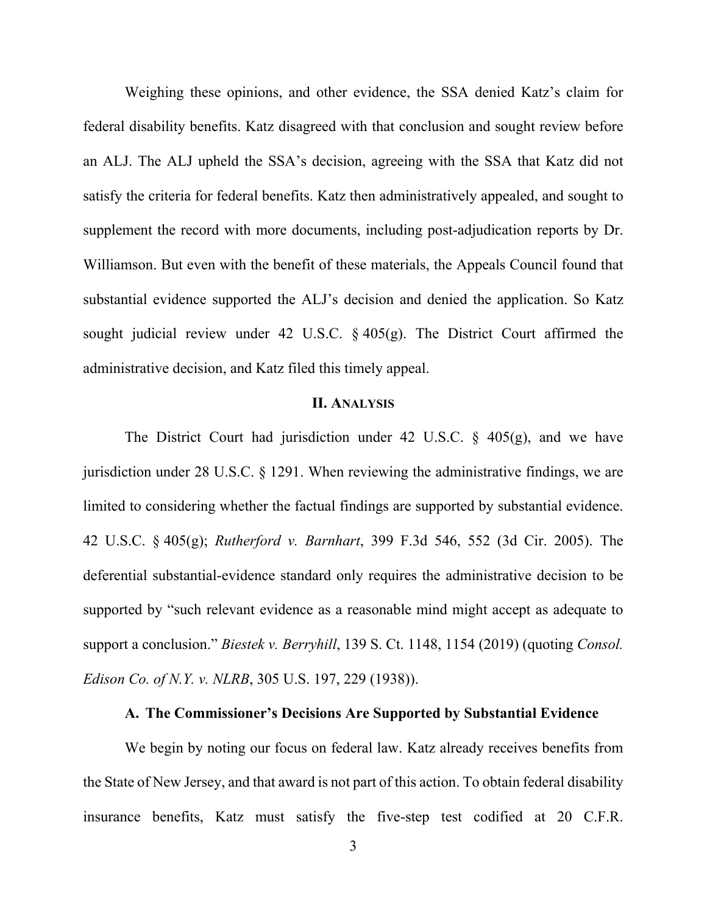Weighing these opinions, and other evidence, the SSA denied Katz's claim for federal disability benefits. Katz disagreed with that conclusion and sought review before an ALJ. The ALJ upheld the SSA's decision, agreeing with the SSA that Katz did not satisfy the criteria for federal benefits. Katz then administratively appealed, and sought to supplement the record with more documents, including post-adjudication reports by Dr. Williamson. But even with the benefit of these materials, the Appeals Council found that substantial evidence supported the ALJ's decision and denied the application. So Katz sought judicial review under 42 U.S.C. § 405(g). The District Court affirmed the administrative decision, and Katz filed this timely appeal.

## II. ANALYSIS

The District Court had jurisdiction under 42 U.S.C. § 405(g), and we have jurisdiction under 28 U.S.C. § 1291. When reviewing the administrative findings, we are limited to considering whether the factual findings are supported by substantial evidence. 42 U.S.C. § 405(g); *Rutherford v. Barnhart*, 399 F.3d 546, 552 (3d Cir. 2005). The deferential substantial-evidence standard only requires the administrative decision to be supported by "such relevant evidence as a reasonable mind might accept as adequate to support a conclusion." *Biestek v. Berryhill*, 139 S. Ct. 1148, 1154 (2019) (quoting *Consol. Edison Co. of N.Y. v. NLRB*, 305 U.S. 197, 229 (1938)).

### A. The Commissioner's Decisions Are Supported by Substantial Evidence

We begin by noting our focus on federal law. Katz already receives benefits from the State of New Jersey, and that award is not part of this action. To obtain federal disability insurance benefits, Katz must satisfy the five-step test codified at 20 C.F.R.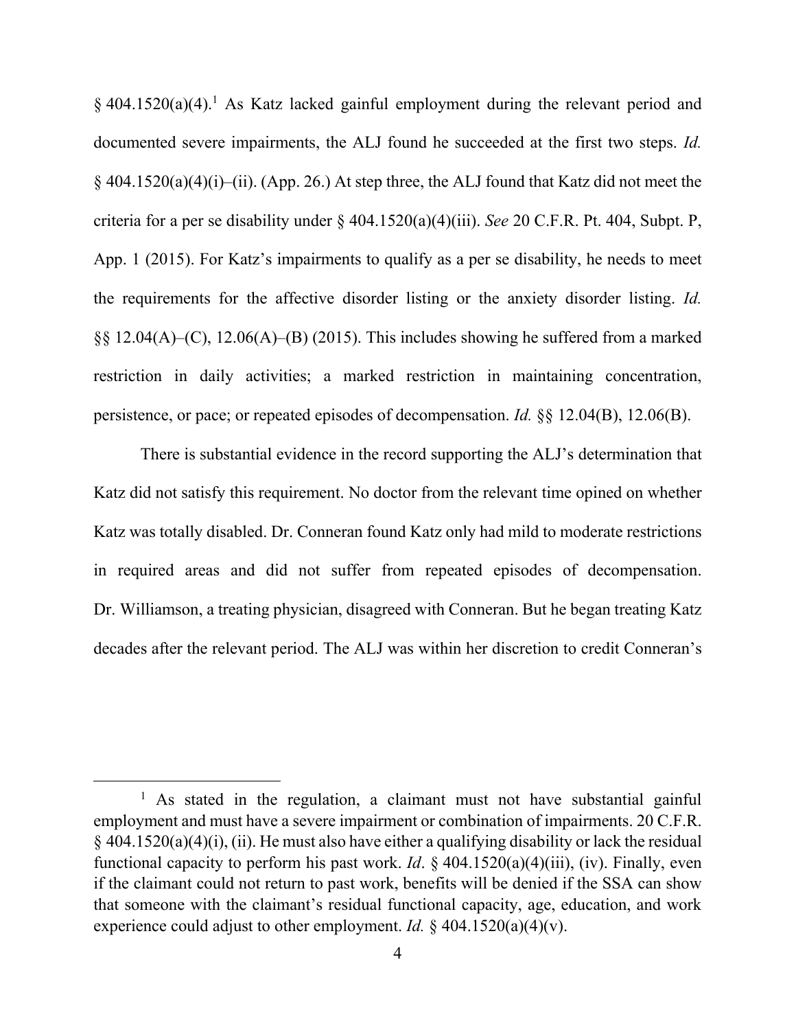§ 404.1520(a)(4).[1] As Katz lacked gainful employment during the relevant period and documented severe impairments, the ALJ found he succeeded at the first two steps. *Id.* § 404.1520(a)(4)(i)–(ii). (App. 26.) At step three, the ALJ found that Katz did not meet the criteria for a per se disability under § 404.1520(a)(4)(iii). *See* 20 C.F.R. Pt. 404, Subpt. P, App. 1 (2015). For Katz's impairments to qualify as a per se disability, he needs to meet the requirements for the affective disorder listing or the anxiety disorder listing. *Id.* §§ 12.04(A)–(C), 12.06(A)–(B) (2015). This includes showing he suffered from a marked restriction in daily activities; a marked restriction in maintaining concentration, persistence, or pace; or repeated episodes of decompensation. *Id.* §§ 12.04(B), 12.06(B).

There is substantial evidence in the record supporting the ALJ's determination that Katz did not satisfy this requirement. No doctor from the relevant time opined on whether Katz was totally disabled. Dr. Conneran found Katz only had mild to moderate restrictions in required areas and did not suffer from repeated episodes of decompensation. Dr. Williamson, a treating physician, disagreed with Conneran. But he began treating Katz decades after the relevant period. The ALJ was within her discretion to credit Conneran's

---

[1] As stated in the regulation, a claimant must not have substantial gainful employment and must have a severe impairment or combination of impairments. 20 C.F.R. § 404.1520(a)(4)(i), (ii). He must also have either a qualifying disability or lack the residual functional capacity to perform his past work. *Id*. § 404.1520(a)(4)(iii), (iv). Finally, even if the claimant could not return to past work, benefits will be denied if the SSA can show that someone with the claimant's residual functional capacity, age, education, and work experience could adjust to other employment. *Id.* § 404.1520(a)(4)(v).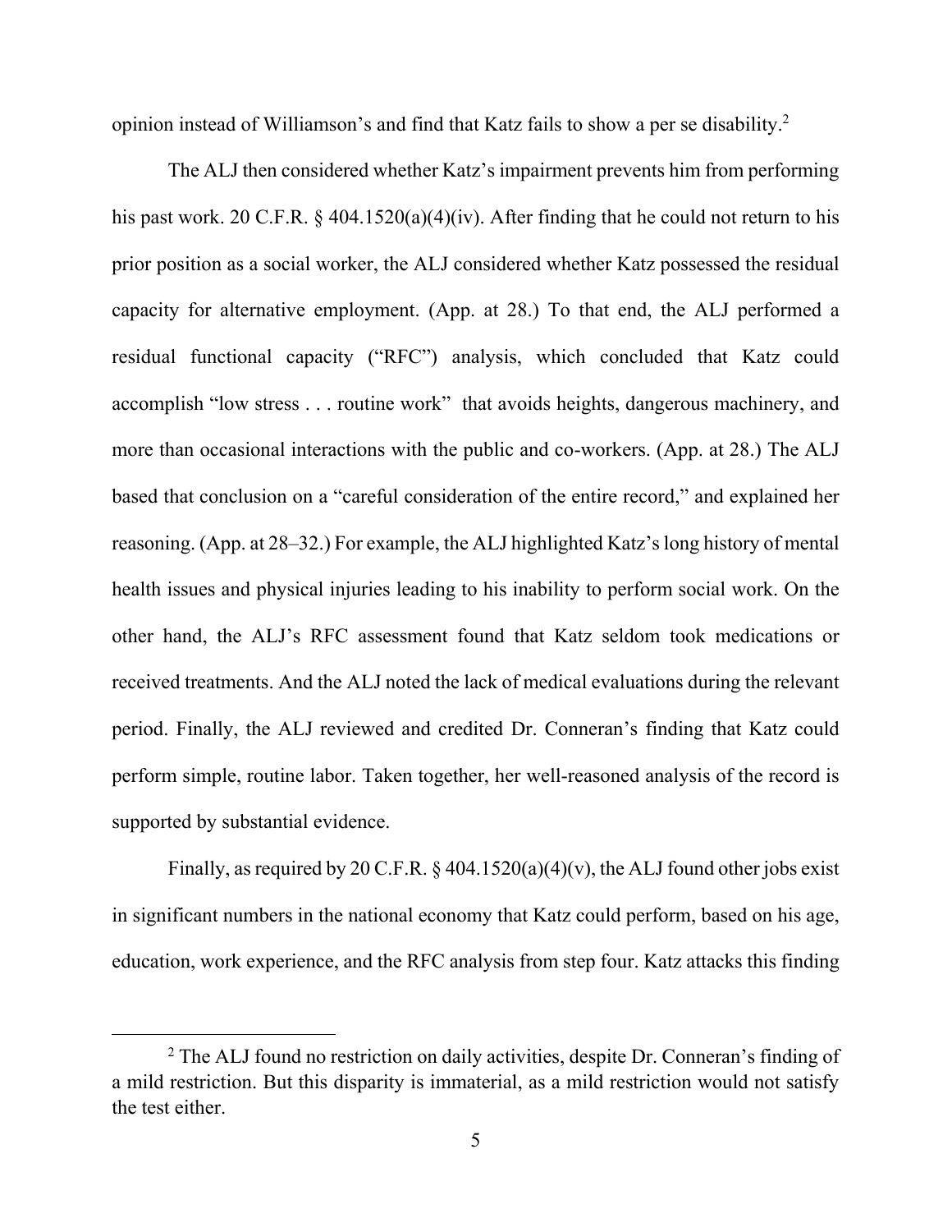opinion instead of Williamson's and find that Katz fails to show a per se disability.[2]

The ALJ then considered whether Katz's impairment prevents him from performing his past work. 20 C.F.R. § 404.1520(a)(4)(iv). After finding that he could not return to his prior position as a social worker, the ALJ considered whether Katz possessed the residual capacity for alternative employment. (App. at 28.) To that end, the ALJ performed a residual functional capacity ("RFC") analysis, which concluded that Katz could accomplish "low stress . . . routine work" that avoids heights, dangerous machinery, and more than occasional interactions with the public and co-workers. (App. at 28.) The ALJ based that conclusion on a "careful consideration of the entire record," and explained her reasoning. (App. at 28–32.) For example, the ALJ highlighted Katz's long history of mental health issues and physical injuries leading to his inability to perform social work. On the other hand, the ALJ's RFC assessment found that Katz seldom took medications or received treatments. And the ALJ noted the lack of medical evaluations during the relevant period. Finally, the ALJ reviewed and credited Dr. Conneran's finding that Katz could perform simple, routine labor. Taken together, her well-reasoned analysis of the record is supported by substantial evidence.

Finally, as required by 20 C.F.R. § 404.1520(a)(4)(v), the ALJ found other jobs exist in significant numbers in the national economy that Katz could perform, based on his age, education, work experience, and the RFC analysis from step four. Katz attacks this finding

[2] The ALJ found no restriction on daily activities, despite Dr. Conneran's finding of a mild restriction. But this disparity is immaterial, as a mild restriction would not satisfy the test either.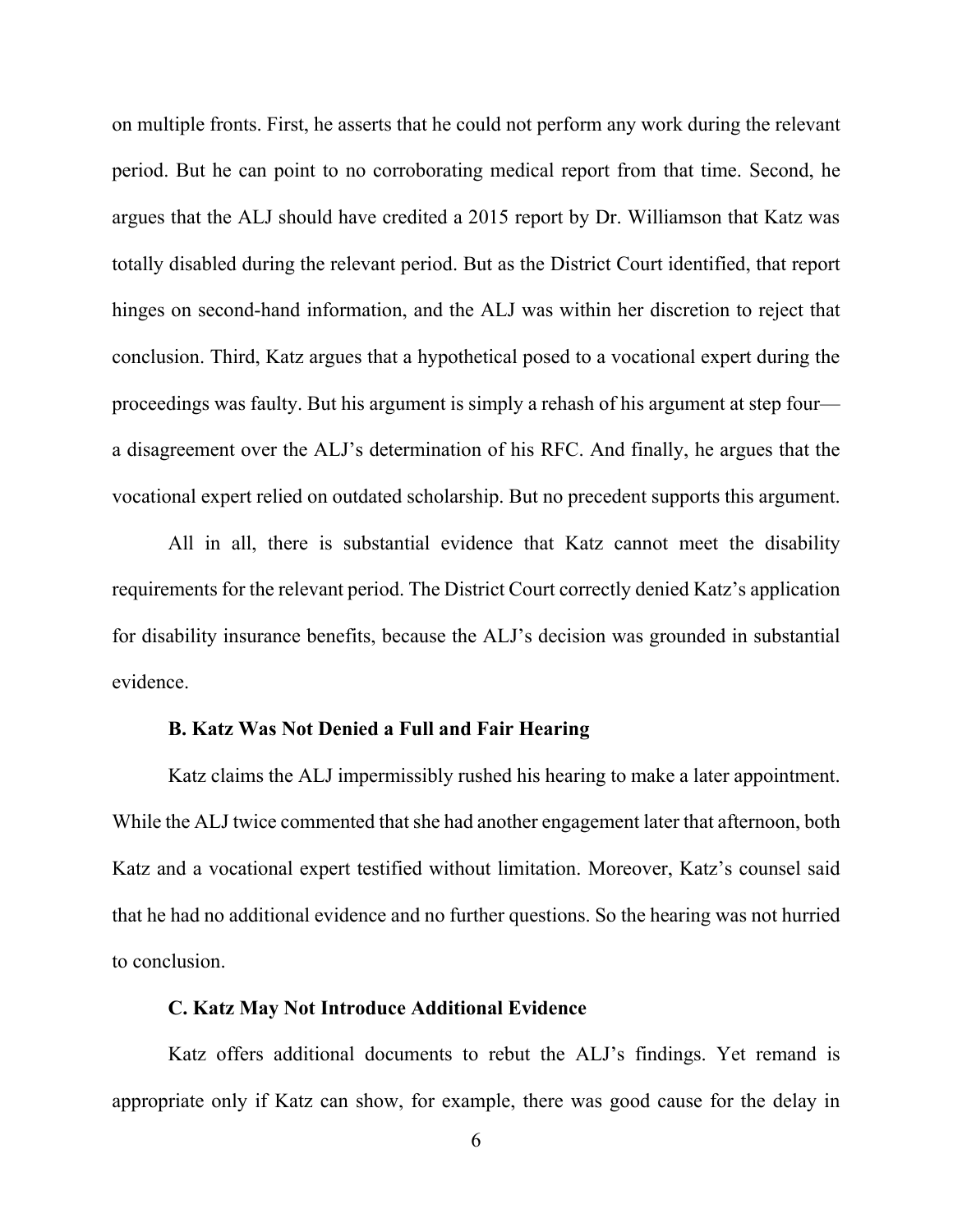on multiple fronts. First, he asserts that he could not perform any work during the relevant period. But he can point to no corroborating medical report from that time. Second, he argues that the ALJ should have credited a 2015 report by Dr. Williamson that Katz was totally disabled during the relevant period. But as the District Court identified, that report hinges on second-hand information, and the ALJ was within her discretion to reject that conclusion. Third, Katz argues that a hypothetical posed to a vocational expert during the proceedings was faulty. But his argument is simply a rehash of his argument at step four—a disagreement over the ALJ's determination of his RFC. And finally, he argues that the vocational expert relied on outdated scholarship. But no precedent supports this argument.

All in all, there is substantial evidence that Katz cannot meet the disability requirements for the relevant period. The District Court correctly denied Katz's application for disability insurance benefits, because the ALJ's decision was grounded in substantial evidence.

### B. Katz Was Not Denied a Full and Fair Hearing

Katz claims the ALJ impermissibly rushed his hearing to make a later appointment. While the ALJ twice commented that she had another engagement later that afternoon, both Katz and a vocational expert testified without limitation. Moreover, Katz's counsel said that he had no additional evidence and no further questions. So the hearing was not hurried to conclusion.

### C. Katz May Not Introduce Additional Evidence

Katz offers additional documents to rebut the ALJ's findings. Yet remand is appropriate only if Katz can show, for example, there was good cause for the delay in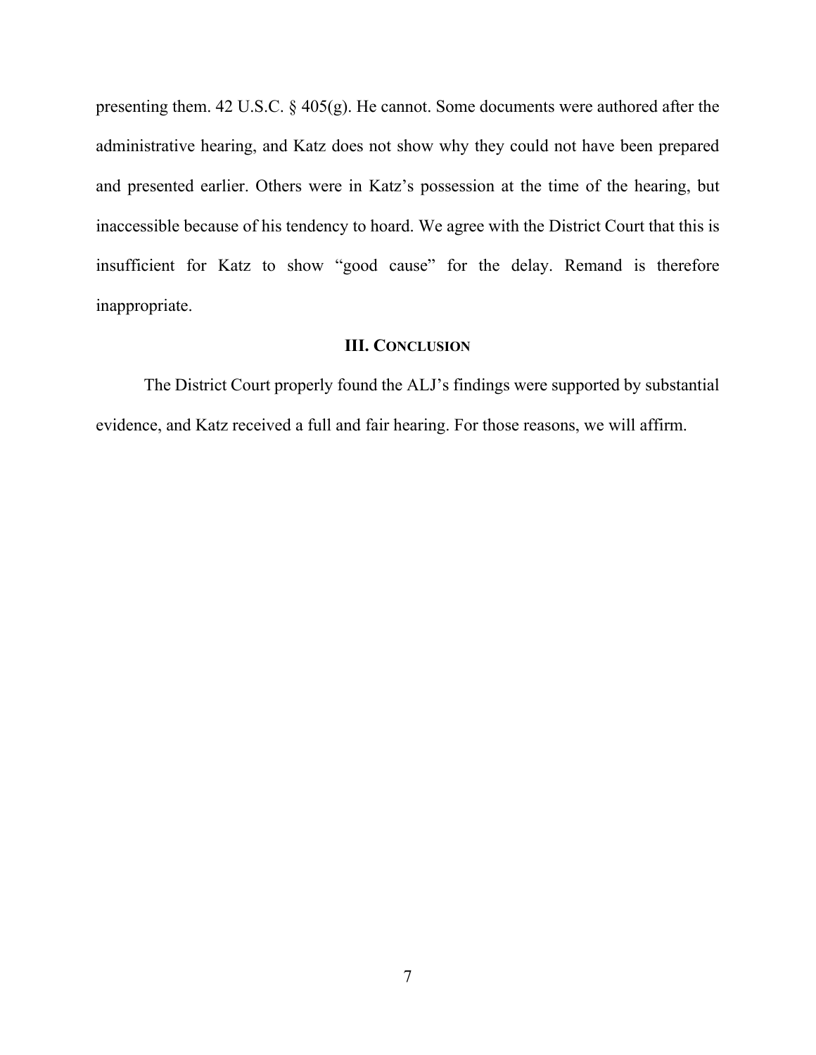presenting them. 42 U.S.C. § 405(g). He cannot. Some documents were authored after the administrative hearing, and Katz does not show why they could not have been prepared and presented earlier. Others were in Katz's possession at the time of the hearing, but inaccessible because of his tendency to hoard. We agree with the District Court that this is insufficient for Katz to show "good cause" for the delay. Remand is therefore inappropriate.

## III. Conclusion

The District Court properly found the ALJ's findings were supported by substantial evidence, and Katz received a full and fair hearing. For those reasons, we will affirm.